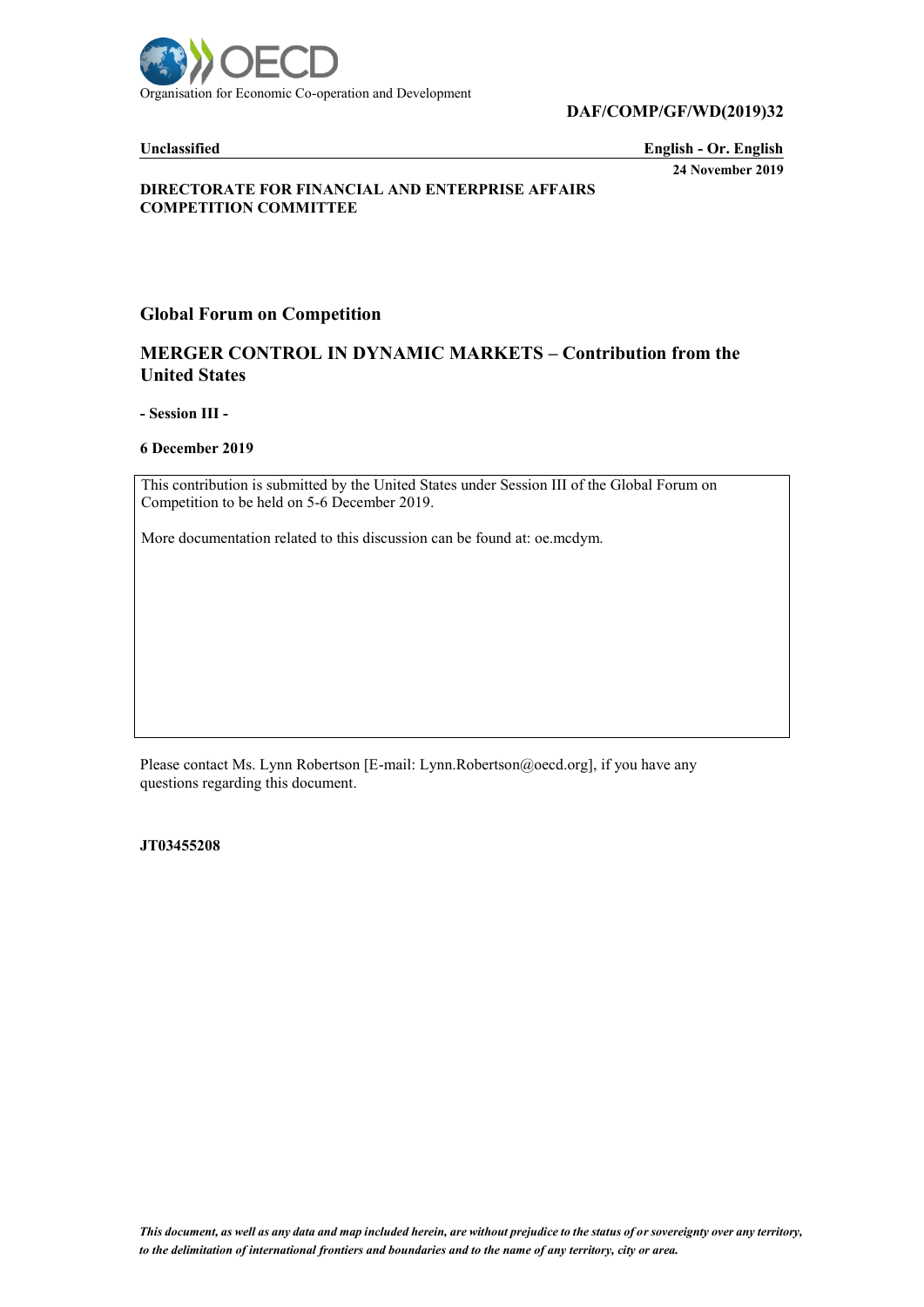Organisation for Economic Co-operation and Development

**DAF/COMP/GF/WD(2019)32**

**Unclassified** **English - Or. English**

**24 November 2019**

**DIRECTORATE FOR FINANCIAL AND ENTERPRISE AFFAIRS**
**COMPETITION COMMITTEE**

## Global Forum on Competition

## MERGER CONTROL IN DYNAMIC MARKETS – Contribution from the United States

**- Session III -**

**6 December 2019**

This contribution is submitted by the United States under Session III of the Global Forum on Competition to be held on 5-6 December 2019.

More documentation related to this discussion can be found at: oe.mcdym.

Please contact Ms. Lynn Robertson [E-mail: Lynn.Robertson@oecd.org], if you have any questions regarding this document.

**JT03455208**

*This document, as well as any data and map included herein, are without prejudice to the status of or sovereignty over any territory, to the delimitation of international frontiers and boundaries and to the name of any territory, city or area.*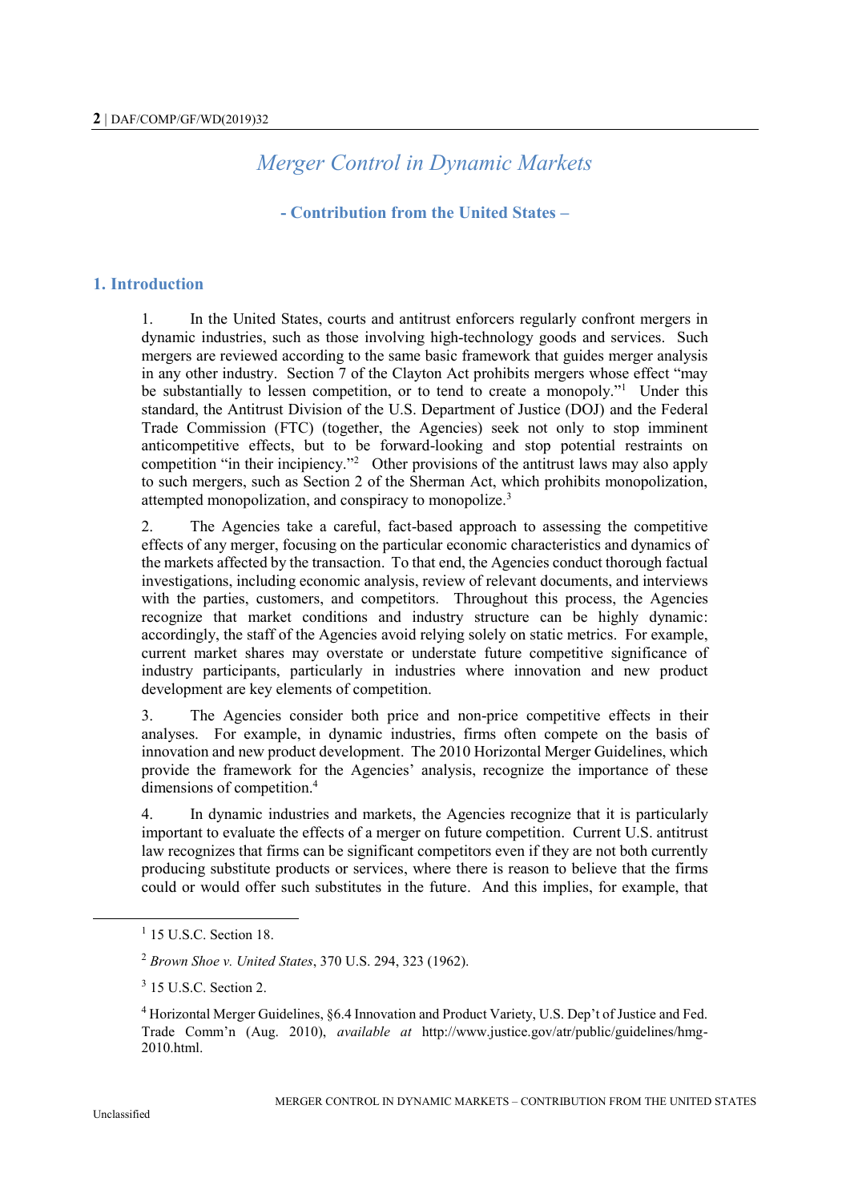# *Merger Control in Dynamic Markets*

## - Contribution from the United States –

## 1. Introduction

1. In the United States, courts and antitrust enforcers regularly confront mergers in dynamic industries, such as those involving high-technology goods and services. Such mergers are reviewed according to the same basic framework that guides merger analysis in any other industry. Section 7 of the Clayton Act prohibits mergers whose effect "may be substantially to lessen competition, or to tend to create a monopoly."[1] Under this standard, the Antitrust Division of the U.S. Department of Justice (DOJ) and the Federal Trade Commission (FTC) (together, the Agencies) seek not only to stop imminent anticompetitive effects, but to be forward-looking and stop potential restraints on competition "in their incipiency."[2] Other provisions of the antitrust laws may also apply to such mergers, such as Section 2 of the Sherman Act, which prohibits monopolization, attempted monopolization, and conspiracy to monopolize.[3]

2. The Agencies take a careful, fact-based approach to assessing the competitive effects of any merger, focusing on the particular economic characteristics and dynamics of the markets affected by the transaction. To that end, the Agencies conduct thorough factual investigations, including economic analysis, review of relevant documents, and interviews with the parties, customers, and competitors. Throughout this process, the Agencies recognize that market conditions and industry structure can be highly dynamic: accordingly, the staff of the Agencies avoid relying solely on static metrics. For example, current market shares may overstate or understate future competitive significance of industry participants, particularly in industries where innovation and new product development are key elements of competition.

3. The Agencies consider both price and non-price competitive effects in their analyses. For example, in dynamic industries, firms often compete on the basis of innovation and new product development. The 2010 Horizontal Merger Guidelines, which provide the framework for the Agencies' analysis, recognize the importance of these dimensions of competition.[4]

4. In dynamic industries and markets, the Agencies recognize that it is particularly important to evaluate the effects of a merger on future competition. Current U.S. antitrust law recognizes that firms can be significant competitors even if they are not both currently producing substitute products or services, where there is reason to believe that the firms could or would offer such substitutes in the future. And this implies, for example, that

---

[1] 15 U.S.C. Section 18.

[2] *Brown Shoe v. United States*, 370 U.S. 294, 323 (1962).

[3] 15 U.S.C. Section 2.

[4] Horizontal Merger Guidelines, §6.4 Innovation and Product Variety, U.S. Dep't of Justice and Fed. Trade Comm'n (Aug. 2010), *available at* http://www.justice.gov/atr/public/guidelines/hmg-2010.html.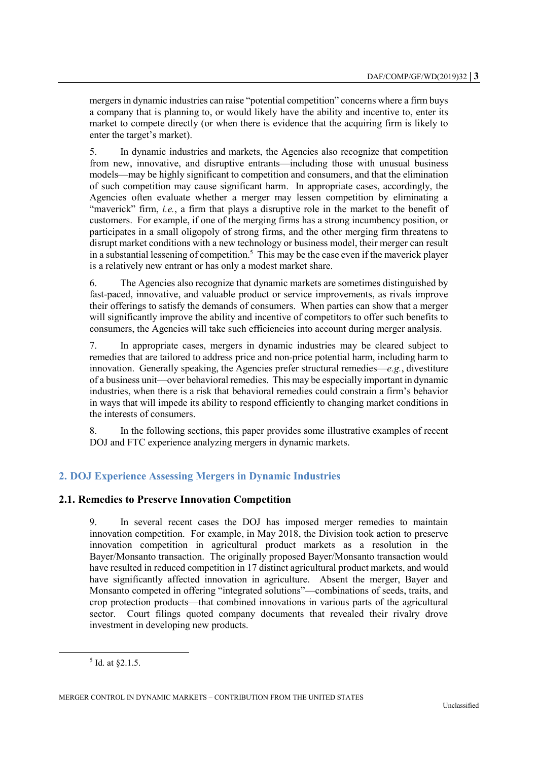mergers in dynamic industries can raise "potential competition" concerns where a firm buys a company that is planning to, or would likely have the ability and incentive to, enter its market to compete directly (or when there is evidence that the acquiring firm is likely to enter the target's market).

5. In dynamic industries and markets, the Agencies also recognize that competition from new, innovative, and disruptive entrants—including those with unusual business models—may be highly significant to competition and consumers, and that the elimination of such competition may cause significant harm. In appropriate cases, accordingly, the Agencies often evaluate whether a merger may lessen competition by eliminating a "maverick" firm, *i.e.*, a firm that plays a disruptive role in the market to the benefit of customers. For example, if one of the merging firms has a strong incumbency position, or participates in a small oligopoly of strong firms, and the other merging firm threatens to disrupt market conditions with a new technology or business model, their merger can result in a substantial lessening of competition.[5] This may be the case even if the maverick player is a relatively new entrant or has only a modest market share.

6. The Agencies also recognize that dynamic markets are sometimes distinguished by fast-paced, innovative, and valuable product or service improvements, as rivals improve their offerings to satisfy the demands of consumers. When parties can show that a merger will significantly improve the ability and incentive of competitors to offer such benefits to consumers, the Agencies will take such efficiencies into account during merger analysis.

7. In appropriate cases, mergers in dynamic industries may be cleared subject to remedies that are tailored to address price and non-price potential harm, including harm to innovation. Generally speaking, the Agencies prefer structural remedies—*e.g.*, divestiture of a business unit—over behavioral remedies. This may be especially important in dynamic industries, when there is a risk that behavioral remedies could constrain a firm's behavior in ways that will impede its ability to respond efficiently to changing market conditions in the interests of consumers.

8. In the following sections, this paper provides some illustrative examples of recent DOJ and FTC experience analyzing mergers in dynamic markets.

## 2. DOJ Experience Assessing Mergers in Dynamic Industries

### 2.1. Remedies to Preserve Innovation Competition

9. In several recent cases the DOJ has imposed merger remedies to maintain innovation competition. For example, in May 2018, the Division took action to preserve innovation competition in agricultural product markets as a resolution in the Bayer/Monsanto transaction. The originally proposed Bayer/Monsanto transaction would have resulted in reduced competition in 17 distinct agricultural product markets, and would have significantly affected innovation in agriculture. Absent the merger, Bayer and Monsanto competed in offering "integrated solutions"—combinations of seeds, traits, and crop protection products—that combined innovations in various parts of the agricultural sector. Court filings quoted company documents that revealed their rivalry drove investment in developing new products.

[5] Id. at §2.1.5.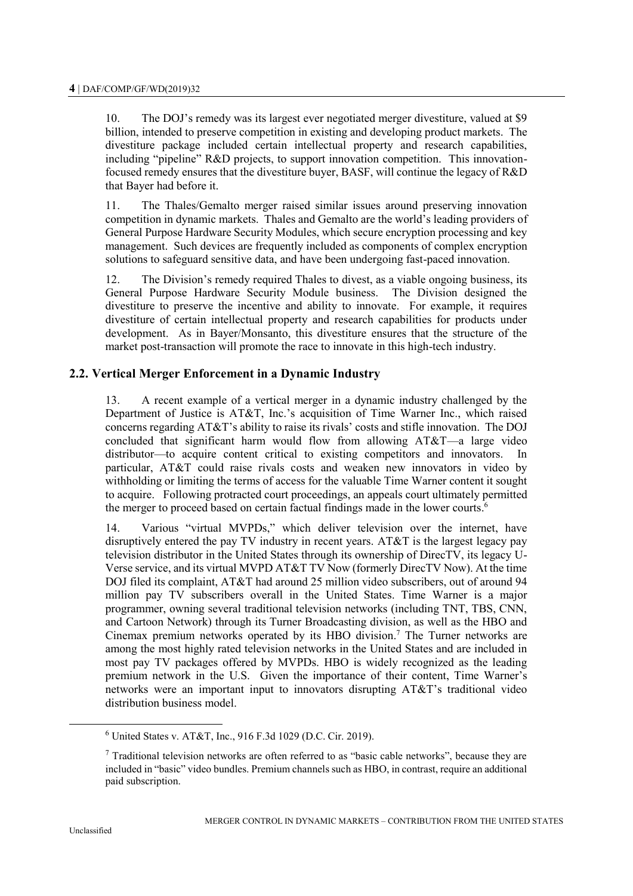10. The DOJ's remedy was its largest ever negotiated merger divestiture, valued at $9 billion, intended to preserve competition in existing and developing product markets. The divestiture package included certain intellectual property and research capabilities, including "pipeline" R&D projects, to support innovation competition. This innovation-focused remedy ensures that the divestiture buyer, BASF, will continue the legacy of R&D that Bayer had before it.

11. The Thales/Gemalto merger raised similar issues around preserving innovation competition in dynamic markets. Thales and Gemalto are the world's leading providers of General Purpose Hardware Security Modules, which secure encryption processing and key management. Such devices are frequently included as components of complex encryption solutions to safeguard sensitive data, and have been undergoing fast-paced innovation.

12. The Division's remedy required Thales to divest, as a viable ongoing business, its General Purpose Hardware Security Module business. The Division designed the divestiture to preserve the incentive and ability to innovate. For example, it requires divestiture of certain intellectual property and research capabilities for products under development. As in Bayer/Monsanto, this divestiture ensures that the structure of the market post-transaction will promote the race to innovate in this high-tech industry.

## 2.2. Vertical Merger Enforcement in a Dynamic Industry

13. A recent example of a vertical merger in a dynamic industry challenged by the Department of Justice is AT&T, Inc.'s acquisition of Time Warner Inc., which raised concerns regarding AT&T's ability to raise its rivals' costs and stifle innovation. The DOJ concluded that significant harm would flow from allowing AT&T—a large video distributor—to acquire content critical to existing competitors and innovators. In particular, AT&T could raise rivals costs and weaken new innovators in video by withholding or limiting the terms of access for the valuable Time Warner content it sought to acquire. Following protracted court proceedings, an appeals court ultimately permitted the merger to proceed based on certain factual findings made in the lower courts.[6]

14. Various "virtual MVPDs," which deliver television over the internet, have disruptively entered the pay TV industry in recent years. AT&T is the largest legacy pay television distributor in the United States through its ownership of DirecTV, its legacy U-Verse service, and its virtual MVPD AT&T TV Now (formerly DirecTV Now). At the time DOJ filed its complaint, AT&T had around 25 million video subscribers, out of around 94 million pay TV subscribers overall in the United States. Time Warner is a major programmer, owning several traditional television networks (including TNT, TBS, CNN, and Cartoon Network) through its Turner Broadcasting division, as well as the HBO and Cinemax premium networks operated by its HBO division.[7] The Turner networks are among the most highly rated television networks in the United States and are included in most pay TV packages offered by MVPDs. HBO is widely recognized as the leading premium network in the U.S. Given the importance of their content, Time Warner's networks were an important input to innovators disrupting AT&T's traditional video distribution business model.

[6] United States v. AT&T, Inc., 916 F.3d 1029 (D.C. Cir. 2019).

[7] Traditional television networks are often referred to as "basic cable networks", because they are included in "basic" video bundles. Premium channels such as HBO, in contrast, require an additional paid subscription.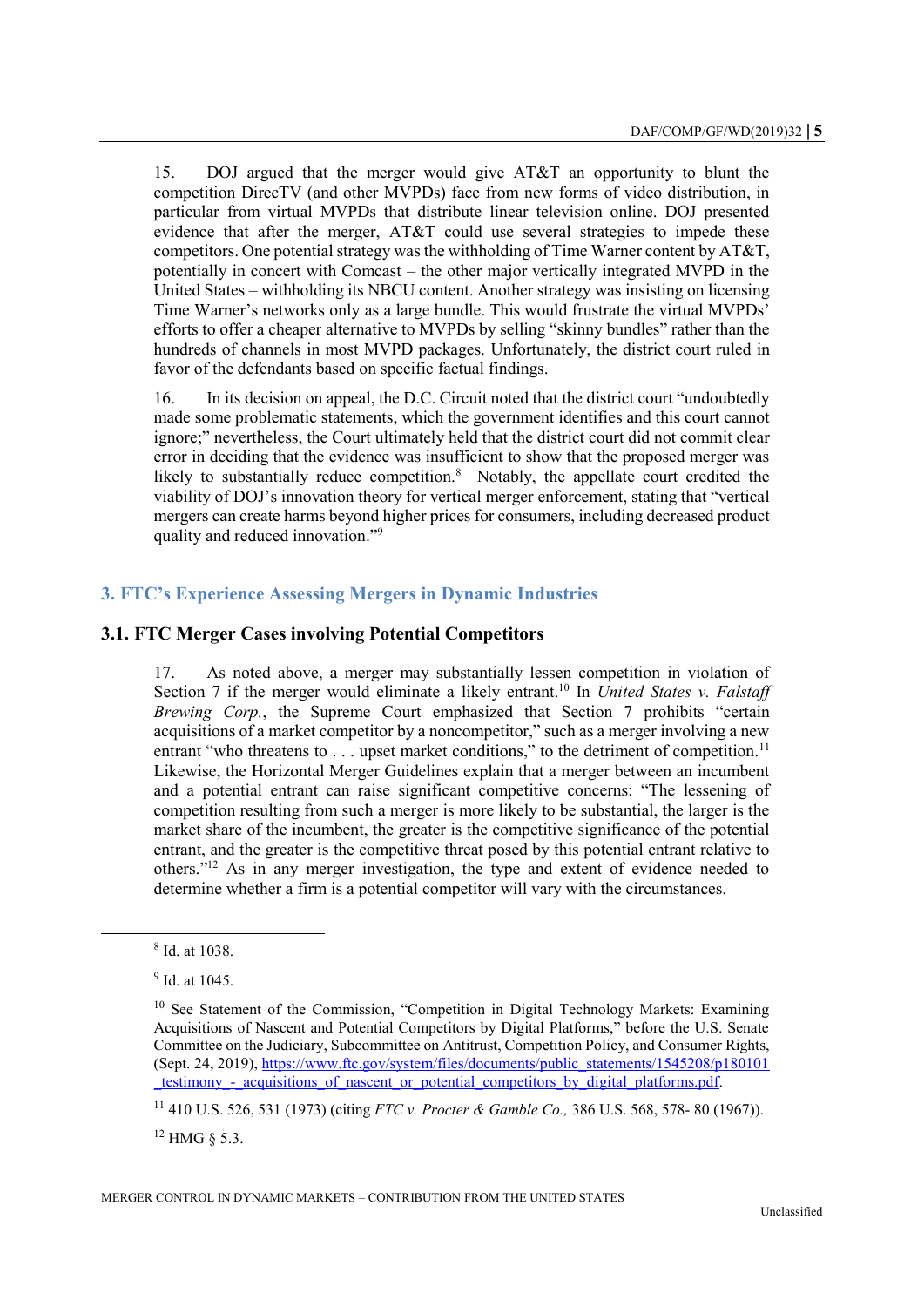15. DOJ argued that the merger would give AT&T an opportunity to blunt the competition DirecTV (and other MVPDs) face from new forms of video distribution, in particular from virtual MVPDs that distribute linear television online. DOJ presented evidence that after the merger, AT&T could use several strategies to impede these competitors. One potential strategy was the withholding of Time Warner content by AT&T, potentially in concert with Comcast – the other major vertically integrated MVPD in the United States – withholding its NBCU content. Another strategy was insisting on licensing Time Warner's networks only as a large bundle. This would frustrate the virtual MVPDs' efforts to offer a cheaper alternative to MVPDs by selling "skinny bundles" rather than the hundreds of channels in most MVPD packages. Unfortunately, the district court ruled in favor of the defendants based on specific factual findings.

16. In its decision on appeal, the D.C. Circuit noted that the district court "undoubtedly made some problematic statements, which the government identifies and this court cannot ignore;" nevertheless, the Court ultimately held that the district court did not commit clear error in deciding that the evidence was insufficient to show that the proposed merger was likely to substantially reduce competition.[8] Notably, the appellate court credited the viability of DOJ's innovation theory for vertical merger enforcement, stating that "vertical mergers can create harms beyond higher prices for consumers, including decreased product quality and reduced innovation."[9]

## 3. FTC's Experience Assessing Mergers in Dynamic Industries

### 3.1. FTC Merger Cases involving Potential Competitors

17. As noted above, a merger may substantially lessen competition in violation of Section 7 if the merger would eliminate a likely entrant.[10] In *United States v. Falstaff Brewing Corp.*, the Supreme Court emphasized that Section 7 prohibits "certain acquisitions of a market competitor by a noncompetitor," such as a merger involving a new entrant "who threatens to . . . upset market conditions," to the detriment of competition.[11] Likewise, the Horizontal Merger Guidelines explain that a merger between an incumbent and a potential entrant can raise significant competitive concerns: "The lessening of competition resulting from such a merger is more likely to be substantial, the larger is the market share of the incumbent, the greater is the competitive significance of the potential entrant, and the greater is the competitive threat posed by this potential entrant relative to others."[12] As in any merger investigation, the type and extent of evidence needed to determine whether a firm is a potential competitor will vary with the circumstances.

---

[8] Id. at 1038.

[9] Id. at 1045.

[10] See Statement of the Commission, "Competition in Digital Technology Markets: Examining Acquisitions of Nascent and Potential Competitors by Digital Platforms," before the U.S. Senate Committee on the Judiciary, Subcommittee on Antitrust, Competition Policy, and Consumer Rights, (Sept. 24, 2019), https://www.ftc.gov/system/files/documents/public_statements/1545208/p180101_testimony_-_acquisitions_of_nascent_or_potential_competitors_by_digital_platforms.pdf.

[11] 410 U.S. 526, 531 (1973) (citing *FTC v. Procter & Gamble Co.,* 386 U.S. 568, 578- 80 (1967)).

[12] HMG § 5.3.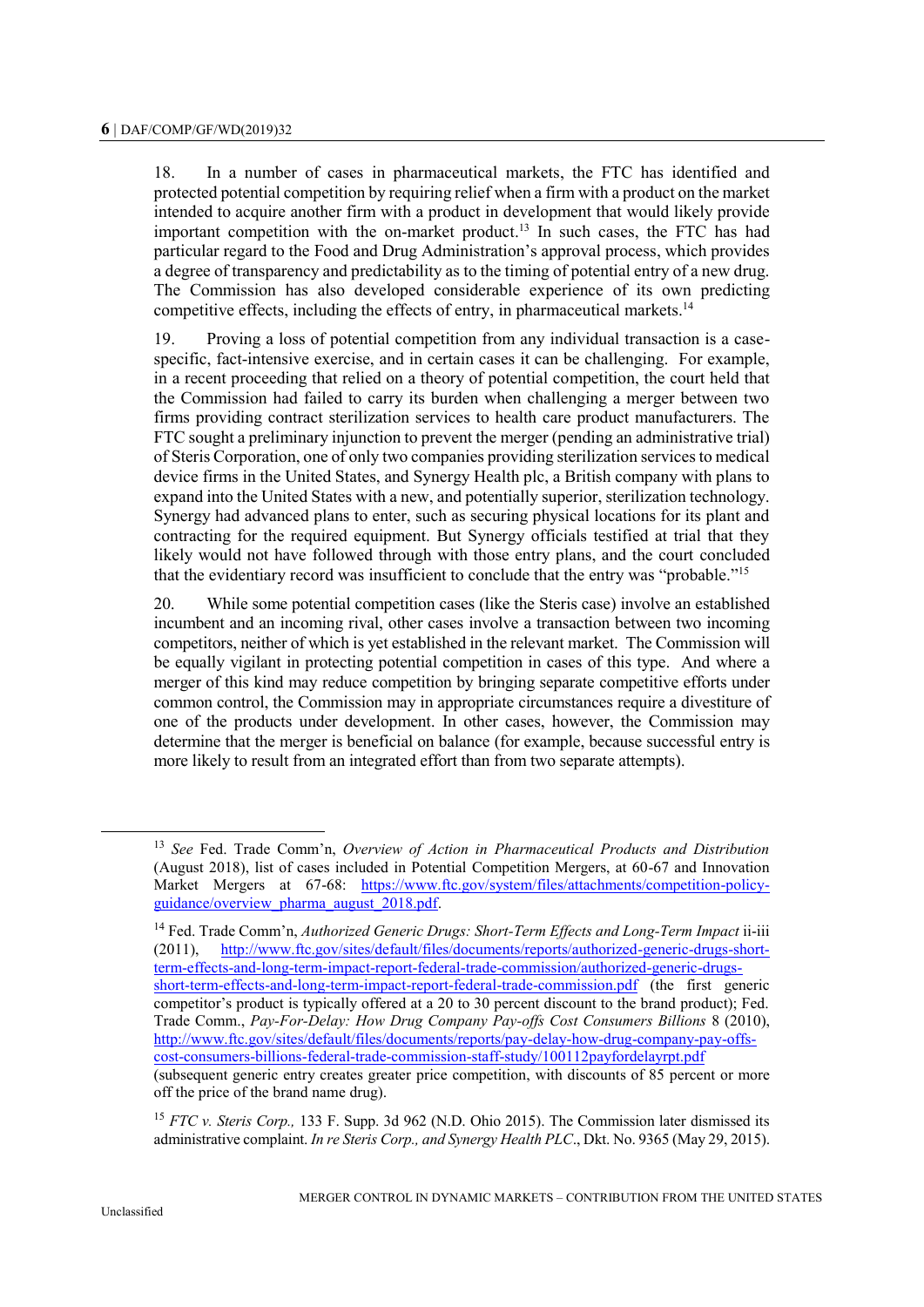18. In a number of cases in pharmaceutical markets, the FTC has identified and protected potential competition by requiring relief when a firm with a product on the market intended to acquire another firm with a product in development that would likely provide important competition with the on-market product.[13] In such cases, the FTC has had particular regard to the Food and Drug Administration's approval process, which provides a degree of transparency and predictability as to the timing of potential entry of a new drug. The Commission has also developed considerable experience of its own predicting competitive effects, including the effects of entry, in pharmaceutical markets.[14]

19. Proving a loss of potential competition from any individual transaction is a case-specific, fact-intensive exercise, and in certain cases it can be challenging. For example, in a recent proceeding that relied on a theory of potential competition, the court held that the Commission had failed to carry its burden when challenging a merger between two firms providing contract sterilization services to health care product manufacturers. The FTC sought a preliminary injunction to prevent the merger (pending an administrative trial) of Steris Corporation, one of only two companies providing sterilization services to medical device firms in the United States, and Synergy Health plc, a British company with plans to expand into the United States with a new, and potentially superior, sterilization technology. Synergy had advanced plans to enter, such as securing physical locations for its plant and contracting for the required equipment. But Synergy officials testified at trial that they likely would not have followed through with those entry plans, and the court concluded that the evidentiary record was insufficient to conclude that the entry was "probable."[15]

20. While some potential competition cases (like the Steris case) involve an established incumbent and an incoming rival, other cases involve a transaction between two incoming competitors, neither of which is yet established in the relevant market. The Commission will be equally vigilant in protecting potential competition in cases of this type. And where a merger of this kind may reduce competition by bringing separate competitive efforts under common control, the Commission may in appropriate circumstances require a divestiture of one of the products under development. In other cases, however, the Commission may determine that the merger is beneficial on balance (for example, because successful entry is more likely to result from an integrated effort than from two separate attempts).

---

[13] *See* Fed. Trade Comm'n, *Overview of Action in Pharmaceutical Products and Distribution* (August 2018), list of cases included in Potential Competition Mergers, at 60-67 and Innovation Market Mergers at 67-68: https://www.ftc.gov/system/files/attachments/competition-policy-guidance/overview_pharma_august_2018.pdf.

[14] Fed. Trade Comm'n, *Authorized Generic Drugs: Short-Term Effects and Long-Term Impact* ii-iii (2011), http://www.ftc.gov/sites/default/files/documents/reports/authorized-generic-drugs-short-term-effects-and-long-term-impact-report-federal-trade-commission/authorized-generic-drugs-short-term-effects-and-long-term-impact-report-federal-trade-commission.pdf (the first generic competitor's product is typically offered at a 20 to 30 percent discount to the brand product); Fed. Trade Comm., *Pay-For-Delay: How Drug Company Pay-offs Cost Consumers Billions* 8 (2010), http://www.ftc.gov/sites/default/files/documents/reports/pay-delay-how-drug-company-pay-offs-cost-consumers-billions-federal-trade-commission-staff-study/100112payfordelayrpt.pdf (subsequent generic entry creates greater price competition, with discounts of 85 percent or more off the price of the brand name drug).

[15] *FTC v. Steris Corp.,* 133 F. Supp. 3d 962 (N.D. Ohio 2015). The Commission later dismissed its administrative complaint. *In re Steris Corp., and Synergy Health PLC*., Dkt. No. 9365 (May 29, 2015).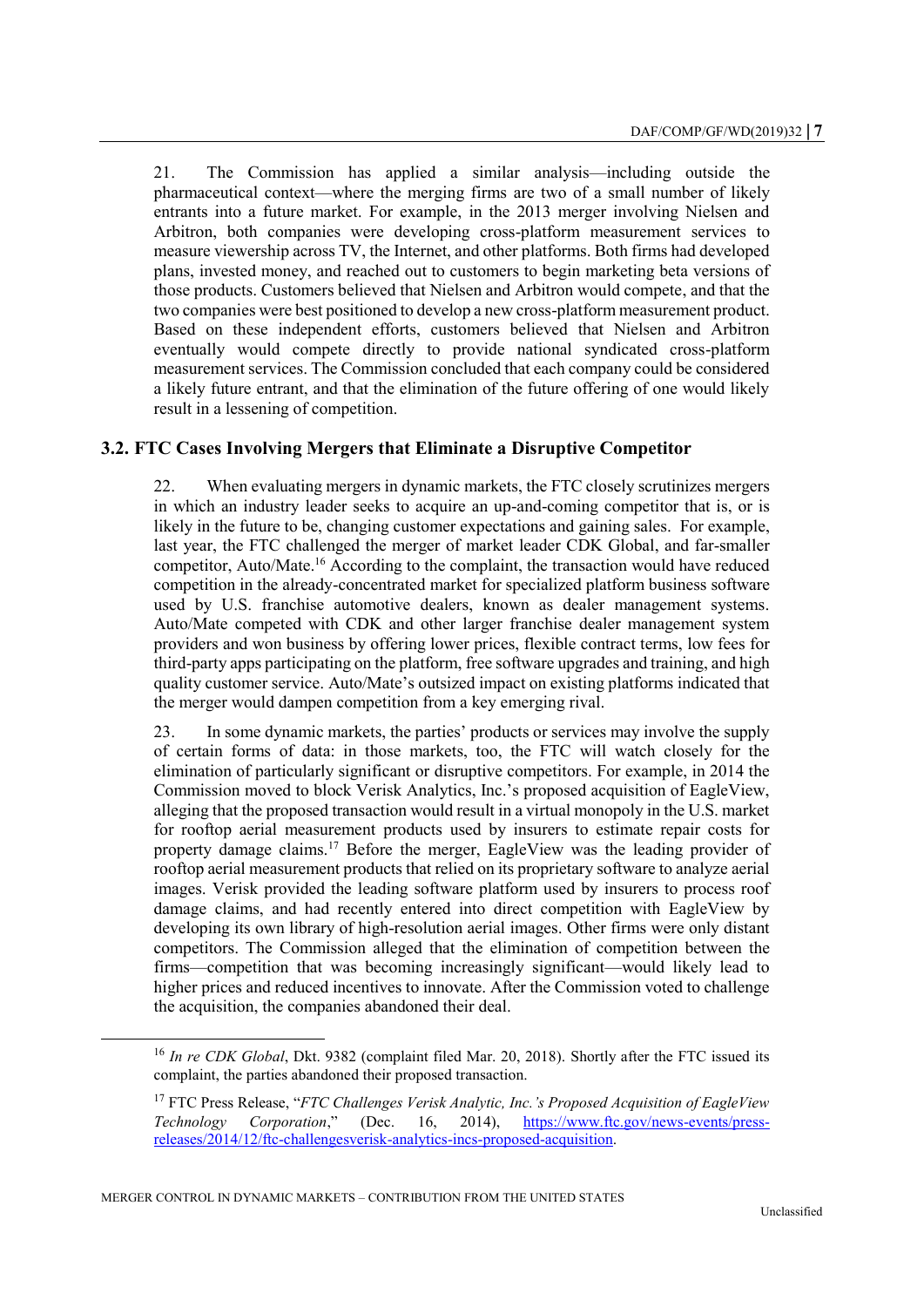21. The Commission has applied a similar analysis—including outside the pharmaceutical context—where the merging firms are two of a small number of likely entrants into a future market. For example, in the 2013 merger involving Nielsen and Arbitron, both companies were developing cross-platform measurement services to measure viewership across TV, the Internet, and other platforms. Both firms had developed plans, invested money, and reached out to customers to begin marketing beta versions of those products. Customers believed that Nielsen and Arbitron would compete, and that the two companies were best positioned to develop a new cross-platform measurement product. Based on these independent efforts, customers believed that Nielsen and Arbitron eventually would compete directly to provide national syndicated cross-platform measurement services. The Commission concluded that each company could be considered a likely future entrant, and that the elimination of the future offering of one would likely result in a lessening of competition.

### 3.2. FTC Cases Involving Mergers that Eliminate a Disruptive Competitor

22. When evaluating mergers in dynamic markets, the FTC closely scrutinizes mergers in which an industry leader seeks to acquire an up-and-coming competitor that is, or is likely in the future to be, changing customer expectations and gaining sales. For example, last year, the FTC challenged the merger of market leader CDK Global, and far-smaller competitor, Auto/Mate.[16] According to the complaint, the transaction would have reduced competition in the already-concentrated market for specialized platform business software used by U.S. franchise automotive dealers, known as dealer management systems. Auto/Mate competed with CDK and other larger franchise dealer management system providers and won business by offering lower prices, flexible contract terms, low fees for third-party apps participating on the platform, free software upgrades and training, and high quality customer service. Auto/Mate's outsized impact on existing platforms indicated that the merger would dampen competition from a key emerging rival.

23. In some dynamic markets, the parties' products or services may involve the supply of certain forms of data: in those markets, too, the FTC will watch closely for the elimination of particularly significant or disruptive competitors. For example, in 2014 the Commission moved to block Verisk Analytics, Inc.'s proposed acquisition of EagleView, alleging that the proposed transaction would result in a virtual monopoly in the U.S. market for rooftop aerial measurement products used by insurers to estimate repair costs for property damage claims.[17] Before the merger, EagleView was the leading provider of rooftop aerial measurement products that relied on its proprietary software to analyze aerial images. Verisk provided the leading software platform used by insurers to process roof damage claims, and had recently entered into direct competition with EagleView by developing its own library of high-resolution aerial images. Other firms were only distant competitors. The Commission alleged that the elimination of competition between the firms—competition that was becoming increasingly significant—would likely lead to higher prices and reduced incentives to innovate. After the Commission voted to challenge the acquisition, the companies abandoned their deal.

---

[16] *In re CDK Global*, Dkt. 9382 (complaint filed Mar. 20, 2018). Shortly after the FTC issued its complaint, the parties abandoned their proposed transaction.

[17] FTC Press Release, "*FTC Challenges Verisk Analytic, Inc.'s Proposed Acquisition of EagleView Technology Corporation*," (Dec. 16, 2014), [https://www.ftc.gov/news-events/press-releases/2014/12/ftc-challengesverisk-analytics-incs-proposed-acquisition](https://www.ftc.gov/news-events/press-releases/2014/12/ftc-challengesverisk-analytics-incs-proposed-acquisition).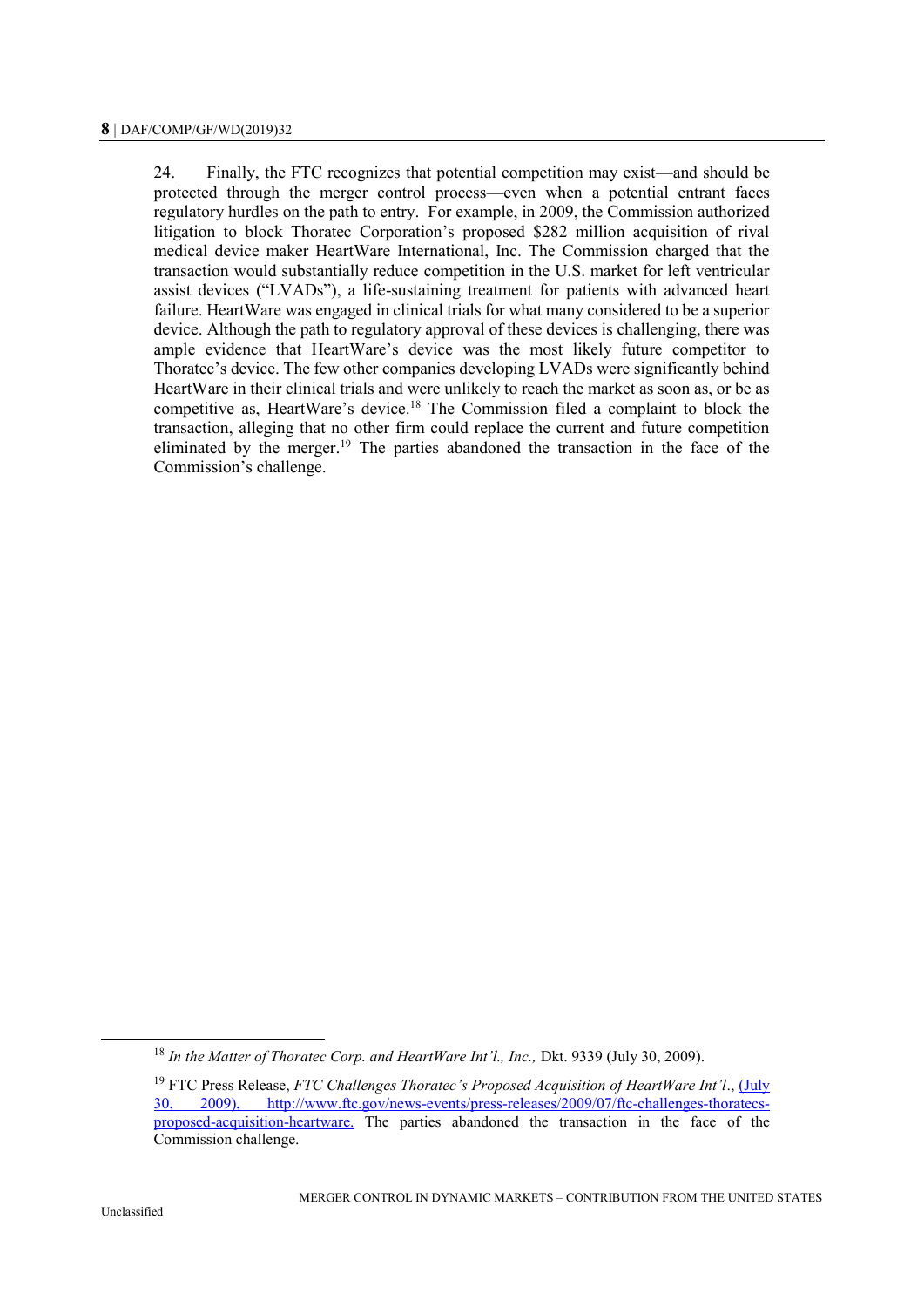24. Finally, the FTC recognizes that potential competition may exist—and should be protected through the merger control process—even when a potential entrant faces regulatory hurdles on the path to entry. For example, in 2009, the Commission authorized litigation to block Thoratec Corporation's proposed $282 million acquisition of rival medical device maker HeartWare International, Inc. The Commission charged that the transaction would substantially reduce competition in the U.S. market for left ventricular assist devices ("LVADs"), a life-sustaining treatment for patients with advanced heart failure. HeartWare was engaged in clinical trials for what many considered to be a superior device. Although the path to regulatory approval of these devices is challenging, there was ample evidence that HeartWare's device was the most likely future competitor to Thoratec's device. The few other companies developing LVADs were significantly behind HeartWare in their clinical trials and were unlikely to reach the market as soon as, or be as competitive as, HeartWare's device.[18] The Commission filed a complaint to block the transaction, alleging that no other firm could replace the current and future competition eliminated by the merger.[19] The parties abandoned the transaction in the face of the Commission's challenge.

---

[18] *In the Matter of Thoratec Corp. and HeartWare Int'l., Inc.,* Dkt. 9339 (July 30, 2009).

[19] FTC Press Release, *FTC Challenges Thoratec's Proposed Acquisition of HeartWare Int'l*., (July 30, 2009), http://www.ftc.gov/news-events/press-releases/2009/07/ftc-challenges-thoratecs-proposed-acquisition-heartware. The parties abandoned the transaction in the face of the Commission challenge.